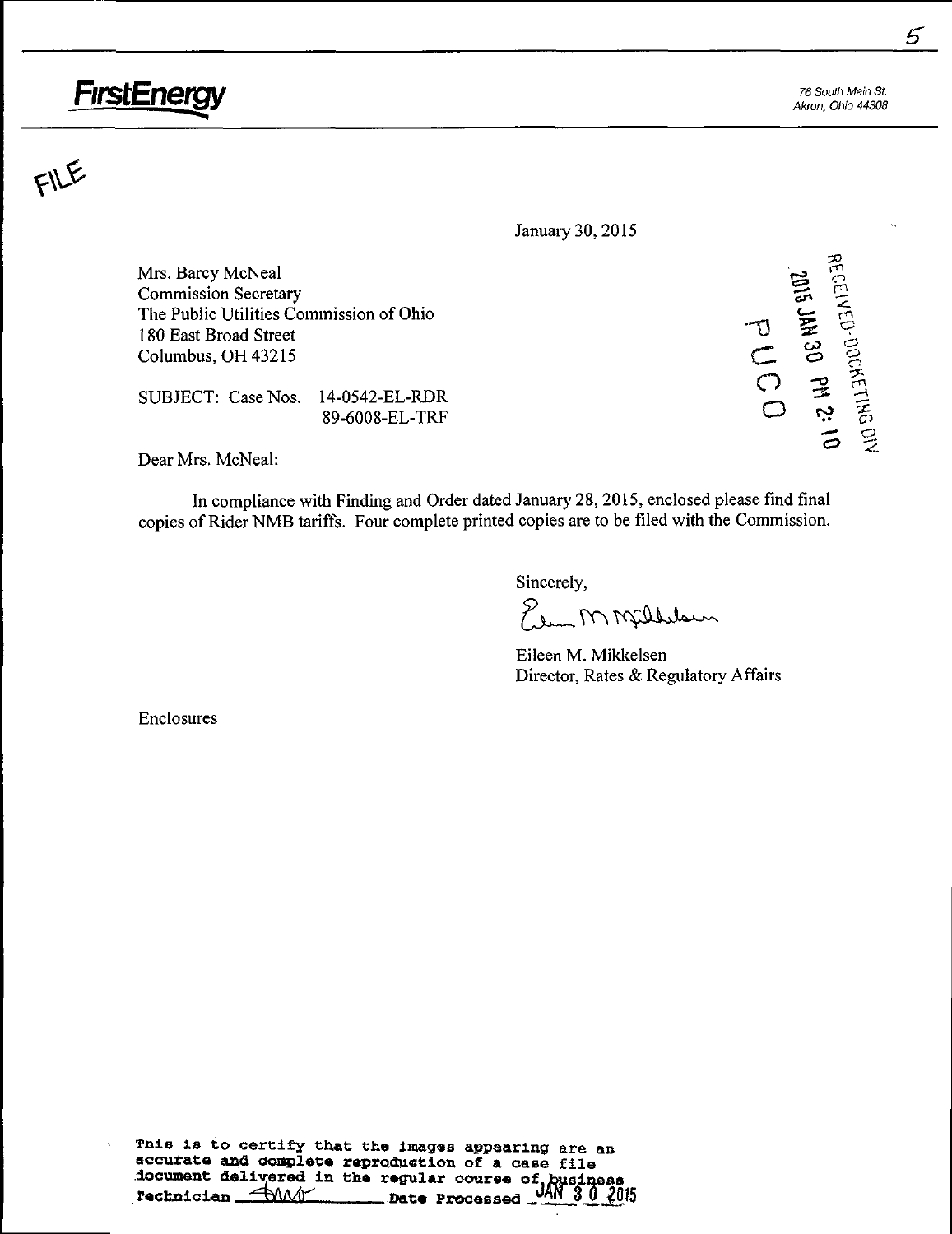**FirstEnergy**

76 South Main St.
Akron, Ohio 44308

FILE

January 30, 2015

RECEIVED-DOCKETING DIV
2015 JAN 30 PM 2:10
PUCO

Mrs. Barcy McNeal
Commission Secretary
The Public Utilities Commission of Ohio
180 East Broad Street
Columbus, OH 43215

SUBJECT: Case Nos. 14-0542-EL-RDR
89-6008-EL-TRF

Dear Mrs. McNeal:

In compliance with Finding and Order dated January 28, 2015, enclosed please find final copies of Rider NMB tariffs. Four complete printed copies are to be filed with the Commission.

Sincerely,

Eileen M. Mikkelsen
Director, Rates & Regulatory Affairs

Enclosures

This is to certify that the images appearing are an accurate and complete reproduction of a case file document delivered in the regular course of business
Technician ____ Date Processed JAN 30 2015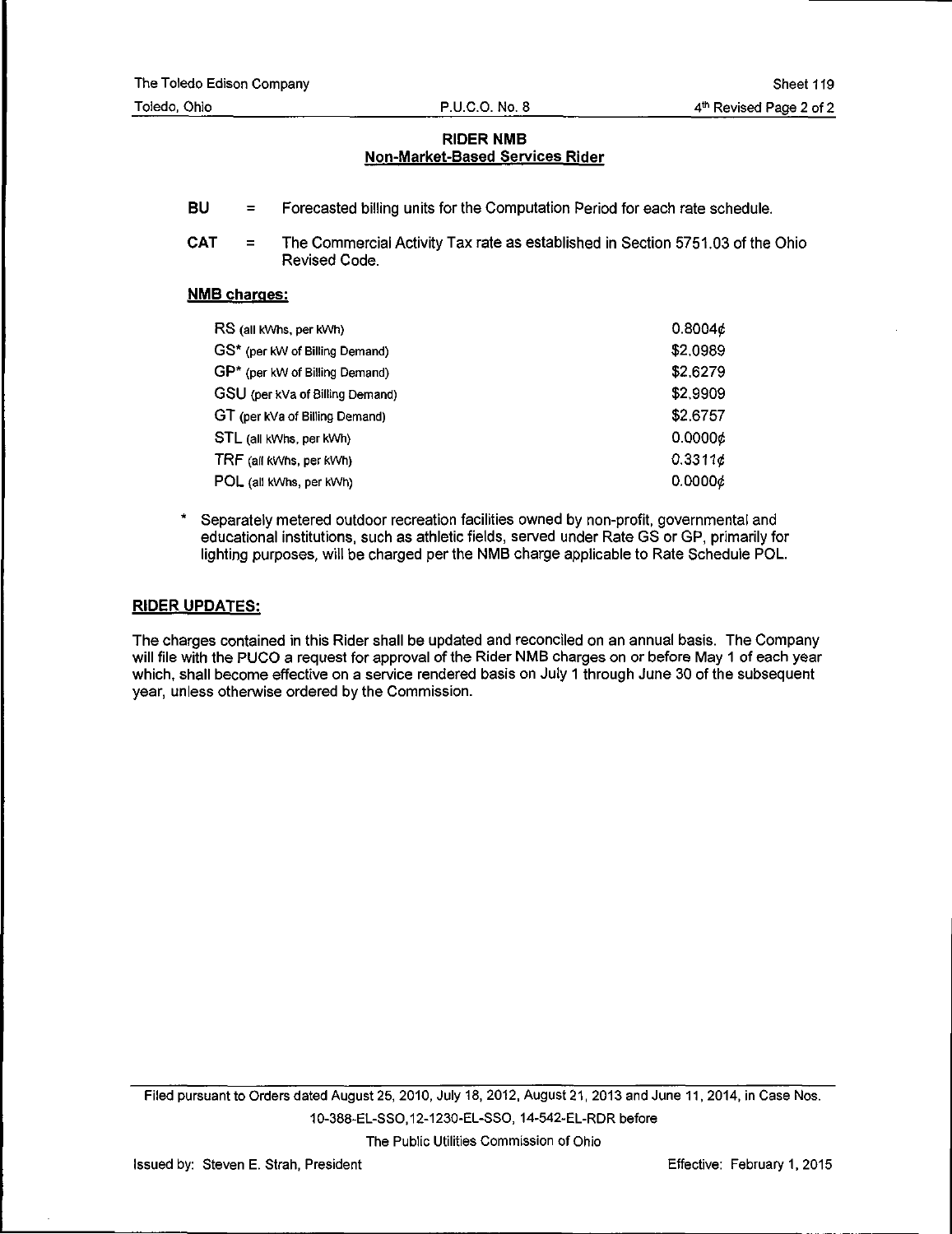## RIDER NMB
### Non-Market-Based Services Rider

**BU** = Forecasted billing units for the Computation Period for each rate schedule.

**CAT** = The Commercial Activity Tax rate as established in Section 5751.03 of the Ohio Revised Code.

**NMB charges:**

| | |
|---|---|
| RS (all kWhs, per kWh) | 0.8004¢ |
| GS* (per kW of Billing Demand) | $2.0989 |
| GP* (per kW of Billing Demand) | $2.6279 |
| GSU (per kVa of Billing Demand) | $2.9909 |
| GT (per kVa of Billing Demand) | $2.6757 |
| STL (all kWhs, per kWh) | 0.0000¢ |
| TRF (all kWhs, per kWh) | 0.3311¢ |
| POL (all kWhs, per kWh) | 0.0000¢ |

\* Separately metered outdoor recreation facilities owned by non-profit, governmental and educational institutions, such as athletic fields, served under Rate GS or GP, primarily for lighting purposes, will be charged per the NMB charge applicable to Rate Schedule POL.

**RIDER UPDATES:**

The charges contained in this Rider shall be updated and reconciled on an annual basis. The Company will file with the PUCO a request for approval of the Rider NMB charges on or before May 1 of each year which, shall become effective on a service rendered basis on July 1 through June 30 of the subsequent year, unless otherwise ordered by the Commission.

Filed pursuant to Orders dated August 25, 2010, July 18, 2012, August 21, 2013 and June 11, 2014, in Case Nos. 10-388-EL-SSO,12-1230-EL-SSO, 14-542-EL-RDR before The Public Utilities Commission of Ohio

Issued by: Steven E. Strah, President

Effective: February 1, 2015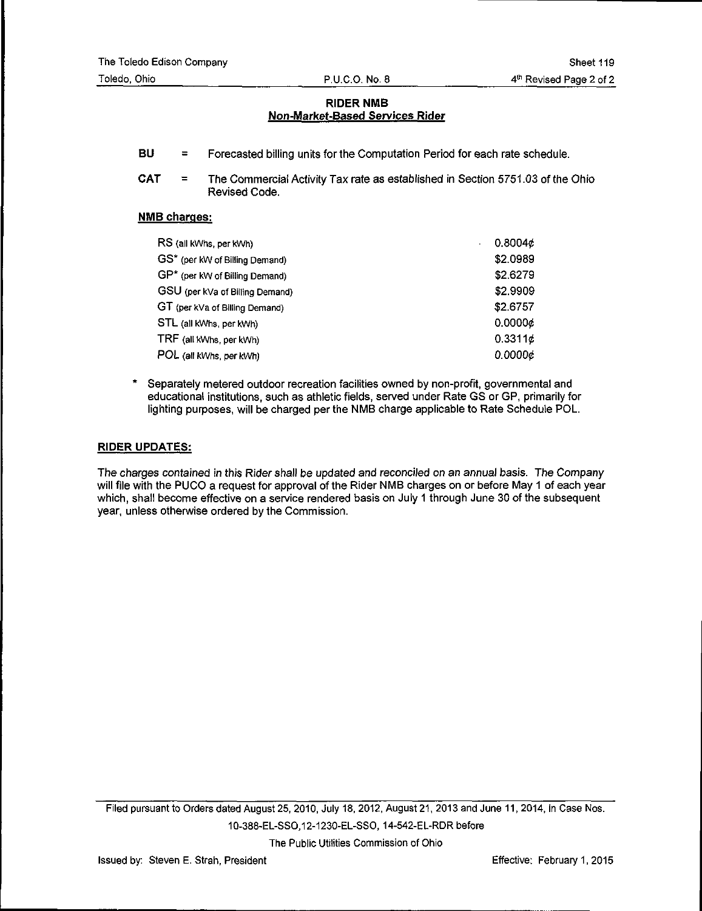The Toledo Edison Company | Sheet 119
Toledo, Ohio | P.U.C.O. No. 8 | 4th Revised Page 2 of 2

## RIDER NMB
### Non-Market-Based Services Rider

**BU** = Forecasted billing units for the Computation Period for each rate schedule.

**CAT** = The Commercial Activity Tax rate as established in Section 5751.03 of the Ohio Revised Code.

**NMB charges:**

| | |
|---|---|
| RS (all kWhs, per kWh) | 0.8004¢ |
| GS* (per kW of Billing Demand) | $2.0989 |
| GP* (per kW of Billing Demand) | $2.6279 |
| GSU (per kVa of Billing Demand) | $2.9909 |
| GT (per kVa of Billing Demand) | $2.6757 |
| STL (all kWhs, per kWh) | 0.0000¢ |
| TRF (all kWhs, per kWh) | 0.3311¢ |
| POL (all kWhs, per kWh) | 0.0000¢ |

\* Separately metered outdoor recreation facilities owned by non-profit, governmental and educational institutions, such as athletic fields, served under Rate GS or GP, primarily for lighting purposes, will be charged per the NMB charge applicable to Rate Schedule POL.

**RIDER UPDATES:**

*The charges contained in this Rider shall be updated and reconciled on an annual basis. The Company will file with the PUCO a request for approval of the Rider NMB charges on or before May 1 of each year which, shall become effective on a service rendered basis on July 1 through June 30 of the subsequent year, unless otherwise ordered by the Commission.*

Filed pursuant to Orders dated August 25, 2010, July 18, 2012, August 21, 2013 and June 11, 2014, in Case Nos. 10-388-EL-SSO,12-1230-EL-SSO, 14-542-EL-RDR before The Public Utilities Commission of Ohio

Issued by: Steven E. Strah, President | Effective: February 1, 2015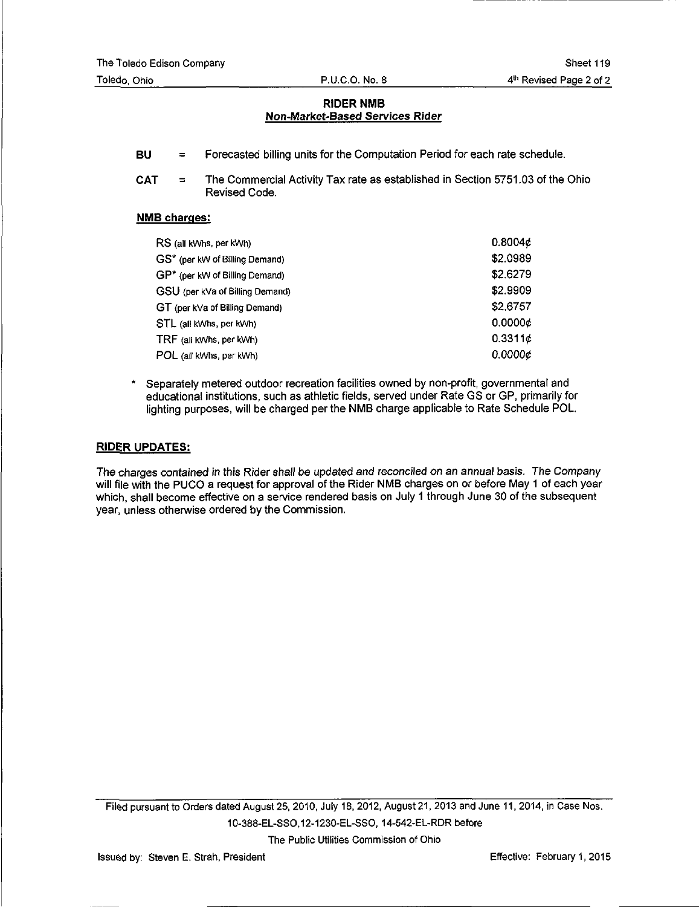The Toledo Edison Company
Toledo, Ohio

P.U.C.O. No. 8

Sheet 119
4th Revised Page 2 of 2

## RIDER NMB
### Non-Market-Based Services Rider

**BU** = Forecasted billing units for the Computation Period for each rate schedule.

**CAT** = The Commercial Activity Tax rate as established in Section 5751.03 of the Ohio Revised Code.

**NMB charges:**

| | |
|---|---|
| RS (all kWhs, per kWh) | 0.8004¢ |
| GS* (per kW of Billing Demand) | $2.0989 |
| GP* (per kW of Billing Demand) | $2.6279 |
| GSU (per kVa of Billing Demand) | $2.9909 |
| GT (per kVa of Billing Demand) | $2.6757 |
| STL (all kWhs, per kWh) | 0.0000¢ |
| TRF (all kWhs, per kWh) | 0.3311¢ |
| POL (all kWhs, per kWh) | *0.0000¢* |

\* Separately metered outdoor recreation facilities owned by non-profit, governmental and educational institutions, such as athletic fields, served under Rate GS or GP, primarily for lighting purposes, will be charged per the NMB charge applicable to Rate Schedule POL.

**RIDER UPDATES:**

*The charges contained in this Rider shall be updated and reconciled on an annual basis. The Company will file with the PUCO a request for approval of the Rider NMB charges on or before May 1 of each year which, shall become effective on a service rendered basis on July 1 through June 30 of the subsequent year, unless otherwise ordered by the Commission.*

Filed pursuant to Orders dated August 25, 2010, July 18, 2012, August 21, 2013 and June 11, 2014, in Case Nos. 10-388-EL-SSO,12-1230-EL-SSO, 14-542-EL-RDR before The Public Utilities Commission of Ohio

Issued by: Steven E. Strah, President

Effective: February 1, 2015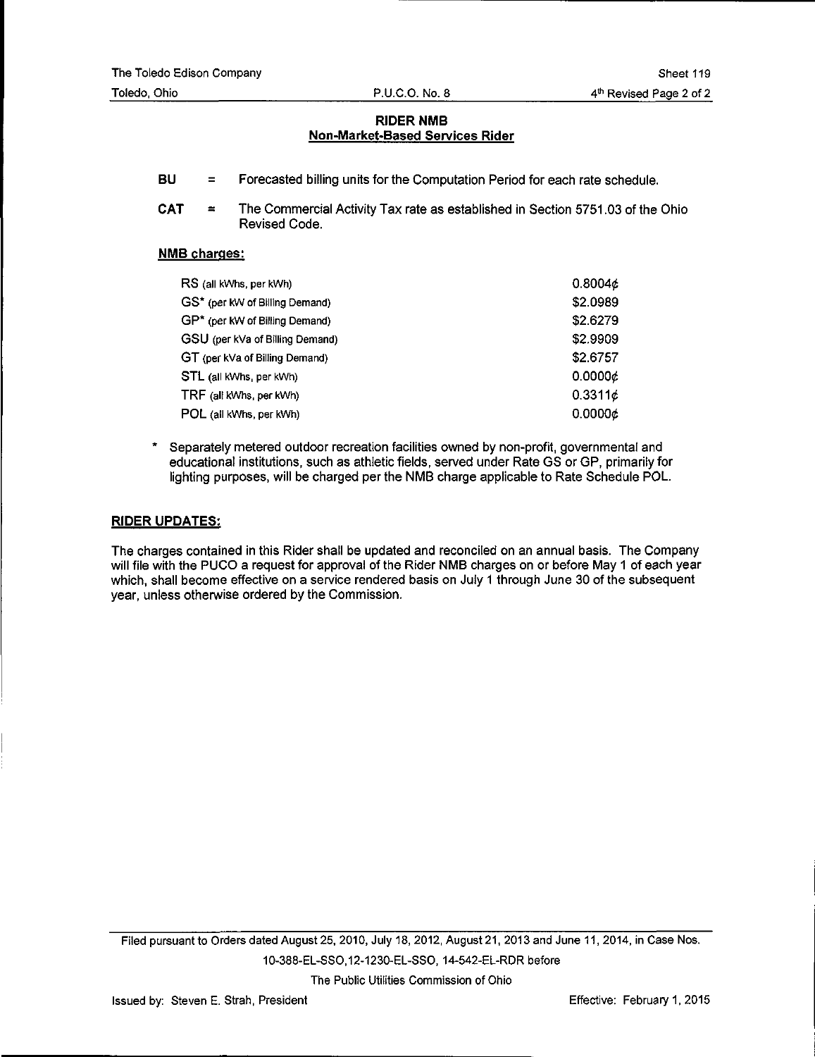## RIDER NMB
### Non-Market-Based Services Rider

**BU** = Forecasted billing units for the Computation Period for each rate schedule.

**CAT** = The Commercial Activity Tax rate as established in Section 5751.03 of the Ohio Revised Code.

**NMB charges:**

| | |
|---|---|
| RS (all kWhs, per kWh) | 0.8004¢ |
| GS* (per kW of Billing Demand) | $2.0989 |
| GP* (per kW of Billing Demand) | $2.6279 |
| GSU (per kVa of Billing Demand) | $2.9909 |
| GT (per kVa of Billing Demand) | $2.6757 |
| STL (all kWhs, per kWh) | 0.0000¢ |
| TRF (all kWhs, per kWh) | 0.3311¢ |
| POL (all kWhs, per kWh) | 0.0000¢ |

\* Separately metered outdoor recreation facilities owned by non-profit, governmental and educational institutions, such as athletic fields, served under Rate GS or GP, primarily for lighting purposes, will be charged per the NMB charge applicable to Rate Schedule POL.

**RIDER UPDATES:**

The charges contained in this Rider shall be updated and reconciled on an annual basis. The Company will file with the PUCO a request for approval of the Rider NMB charges on or before May 1 of each year which, shall become effective on a service rendered basis on July 1 through June 30 of the subsequent year, unless otherwise ordered by the Commission.

Filed pursuant to Orders dated August 25, 2010, July 18, 2012, August 21, 2013 and June 11, 2014, in Case Nos. 10-388-EL-SSO,12-1230-EL-SSO, 14-542-EL-RDR before The Public Utilities Commission of Ohio

Issued by: Steven E. Strah, President

Effective: February 1, 2015